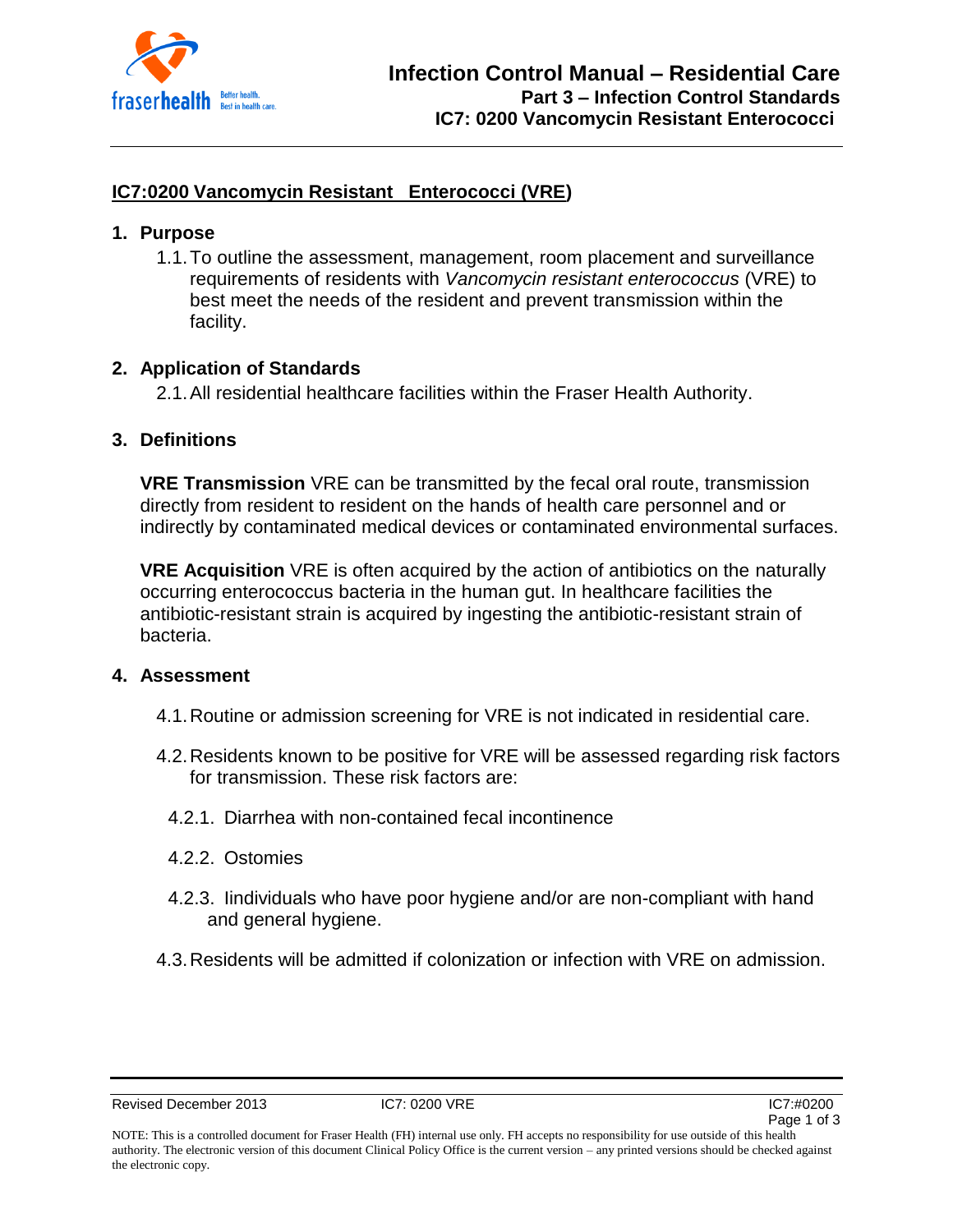# IC7:0200 Vancomycin Resistant Enterococci (VRE)

## 1. Purpose

1.1. To outline the assessment, management, room placement and surveillance requirements of residents with *Vancomycin resistant enterococcus* (VRE) to best meet the needs of the resident and prevent transmission within the facility.

## 2. Application of Standards

2.1. All residential healthcare facilities within the Fraser Health Authority.

## 3. Definitions

**VRE Transmission** VRE can be transmitted by the fecal oral route, transmission directly from resident to resident on the hands of health care personnel and or indirectly by contaminated medical devices or contaminated environmental surfaces.

**VRE Acquisition** VRE is often acquired by the action of antibiotics on the naturally occurring enterococcus bacteria in the human gut. In healthcare facilities the antibiotic-resistant strain is acquired by ingesting the antibiotic-resistant strain of bacteria.

## 4. Assessment

4.1. Routine or admission screening for VRE is not indicated in residential care.

4.2. Residents known to be positive for VRE will be assessed regarding risk factors for transmission. These risk factors are:

4.2.1. Diarrhea with non-contained fecal incontinence

4.2.2. Ostomies

4.2.3. Iindividuals who have poor hygiene and/or are non-compliant with hand and general hygiene.

4.3. Residents will be admitted if colonization or infection with VRE on admission.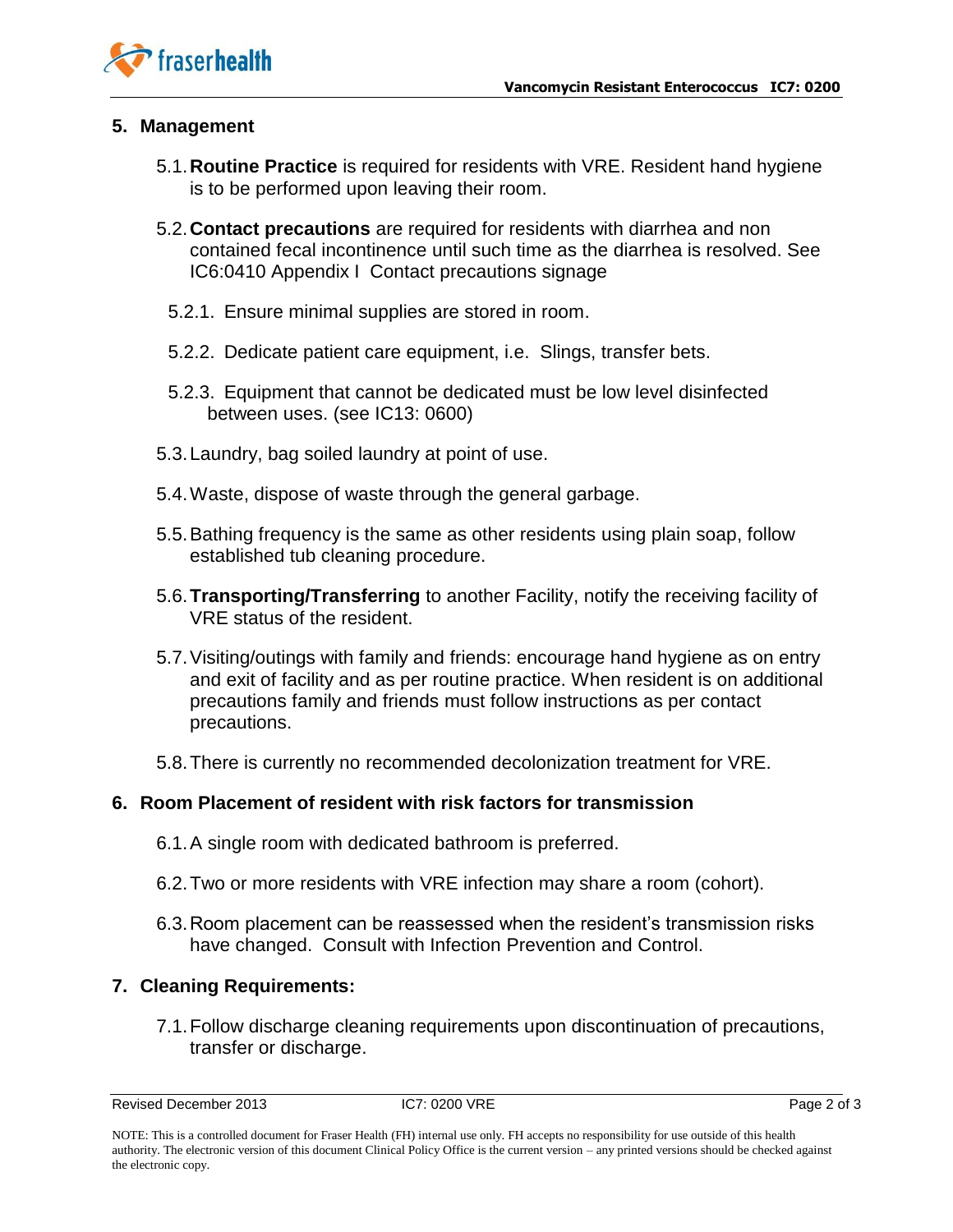## 5. Management

5.1. **Routine Practice** is required for residents with VRE. Resident hand hygiene is to be performed upon leaving their room.

5.2. **Contact precautions** are required for residents with diarrhea and non contained fecal incontinence until such time as the diarrhea is resolved. See IC6:0410 Appendix I Contact precautions signage

5.2.1. Ensure minimal supplies are stored in room.

5.2.2. Dedicate patient care equipment, i.e. Slings, transfer bets.

5.2.3. Equipment that cannot be dedicated must be low level disinfected between uses. (see IC13: 0600)

5.3. Laundry, bag soiled laundry at point of use.

5.4. Waste, dispose of waste through the general garbage.

5.5. Bathing frequency is the same as other residents using plain soap, follow established tub cleaning procedure.

5.6. **Transporting/Transferring** to another Facility, notify the receiving facility of VRE status of the resident.

5.7. Visiting/outings with family and friends: encourage hand hygiene as on entry and exit of facility and as per routine practice. When resident is on additional precautions family and friends must follow instructions as per contact precautions.

5.8. There is currently no recommended decolonization treatment for VRE.

## 6. Room Placement of resident with risk factors for transmission

6.1. A single room with dedicated bathroom is preferred.

6.2. Two or more residents with VRE infection may share a room (cohort).

6.3. Room placement can be reassessed when the resident's transmission risks have changed. Consult with Infection Prevention and Control.

## 7. Cleaning Requirements:

7.1. Follow discharge cleaning requirements upon discontinuation of precautions, transfer or discharge.

NOTE: This is a controlled document for Fraser Health (FH) internal use only. FH accepts no responsibility for use outside of this health authority. The electronic version of this document Clinical Policy Office is the current version – any printed versions should be checked against the electronic copy.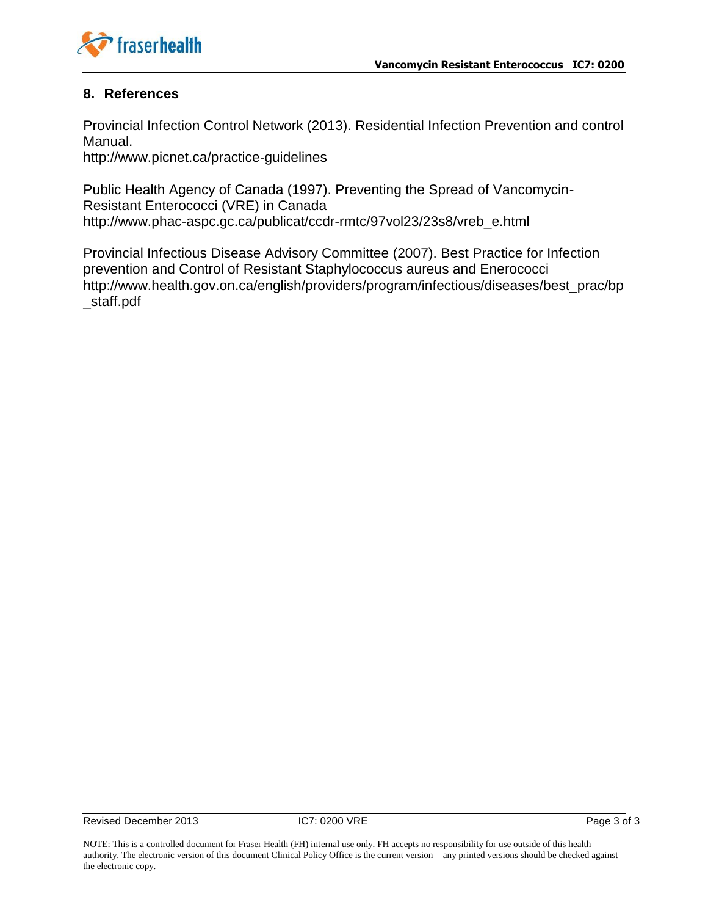## 8. References

Provincial Infection Control Network (2013). Residential Infection Prevention and control Manual.
http://www.picnet.ca/practice-guidelines

Public Health Agency of Canada (1997). Preventing the Spread of Vancomycin-Resistant Enterococci (VRE) in Canada
http://www.phac-aspc.gc.ca/publicat/ccdr-rmtc/97vol23/23s8/vreb_e.html

Provincial Infectious Disease Advisory Committee (2007). Best Practice for Infection prevention and Control of Resistant Staphylococcus aureus and Enerococci
http://www.health.gov.on.ca/english/providers/program/infectious/diseases/best_prac/bp_staff.pdf

NOTE: This is a controlled document for Fraser Health (FH) internal use only. FH accepts no responsibility for use outside of this health authority. The electronic version of this document Clinical Policy Office is the current version – any printed versions should be checked against the electronic copy.